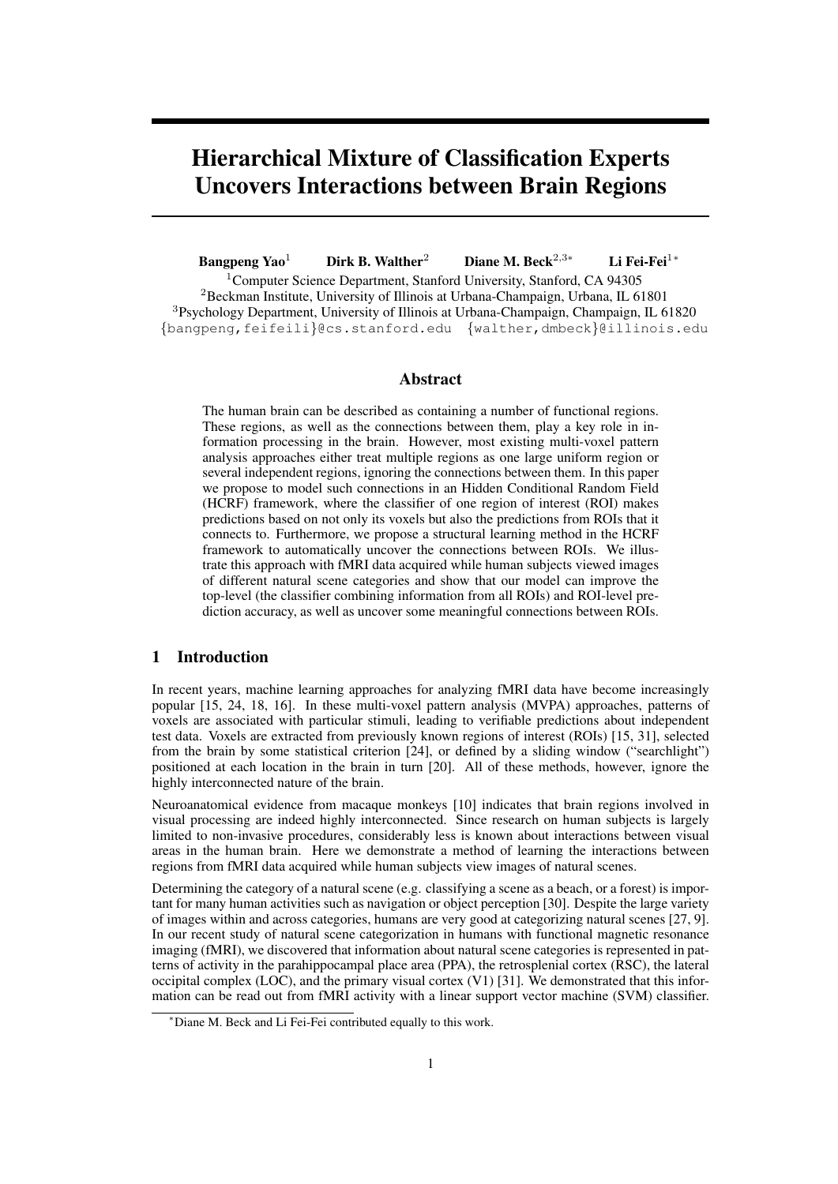# Hierarchical Mixture of Classification Experts Uncovers Interactions between Brain Regions

**Bangpeng Yao**[1] **Dirk B. Walther**[2] **Diane M. Beck**[2,3*] **Li Fei-Fei**[1*]

[1]Computer Science Department, Stanford University, Stanford, CA 94305
[2]Beckman Institute, University of Illinois at Urbana-Champaign, Urbana, IL 61801
[3]Psychology Department, University of Illinois at Urbana-Champaign, Champaign, IL 61820
{bangpeng,feifeili}@cs.stanford.edu {walther,dmbeck}@illinois.edu

## Abstract

The human brain can be described as containing a number of functional regions. These regions, as well as the connections between them, play a key role in information processing in the brain. However, most existing multi-voxel pattern analysis approaches either treat multiple regions as one large uniform region or several independent regions, ignoring the connections between them. In this paper we propose to model such connections in an Hidden Conditional Random Field (HCRF) framework, where the classifier of one region of interest (ROI) makes predictions based on not only its voxels but also the predictions from ROIs that it connects to. Furthermore, we propose a structural learning method in the HCRF framework to automatically uncover the connections between ROIs. We illustrate this approach with fMRI data acquired while human subjects viewed images of different natural scene categories and show that our model can improve the top-level (the classifier combining information from all ROIs) and ROI-level prediction accuracy, as well as uncover some meaningful connections between ROIs.

## 1 Introduction

In recent years, machine learning approaches for analyzing fMRI data have become increasingly popular [15, 24, 18, 16]. In these multi-voxel pattern analysis (MVPA) approaches, patterns of voxels are associated with particular stimuli, leading to verifiable predictions about independent test data. Voxels are extracted from previously known regions of interest (ROIs) [15, 31], selected from the brain by some statistical criterion [24], or defined by a sliding window ("searchlight") positioned at each location in the brain in turn [20]. All of these methods, however, ignore the highly interconnected nature of the brain.

Neuroanatomical evidence from macaque monkeys [10] indicates that brain regions involved in visual processing are indeed highly interconnected. Since research on human subjects is largely limited to non-invasive procedures, considerably less is known about interactions between visual areas in the human brain. Here we demonstrate a method of learning the interactions between regions from fMRI data acquired while human subjects view images of natural scenes.

Determining the category of a natural scene (e.g. classifying a scene as a beach, or a forest) is important for many human activities such as navigation or object perception [30]. Despite the large variety of images within and across categories, humans are very good at categorizing natural scenes [27, 9]. In our recent study of natural scene categorization in humans with functional magnetic resonance imaging (fMRI), we discovered that information about natural scene categories is represented in patterns of activity in the parahippocampal place area (PPA), the retrosplenial cortex (RSC), the lateral occipital complex (LOC), and the primary visual cortex (V1) [31]. We demonstrated that this information can be read out from fMRI activity with a linear support vector machine (SVM) classifier.

*Diane M. Beck and Li Fei-Fei contributed equally to this work.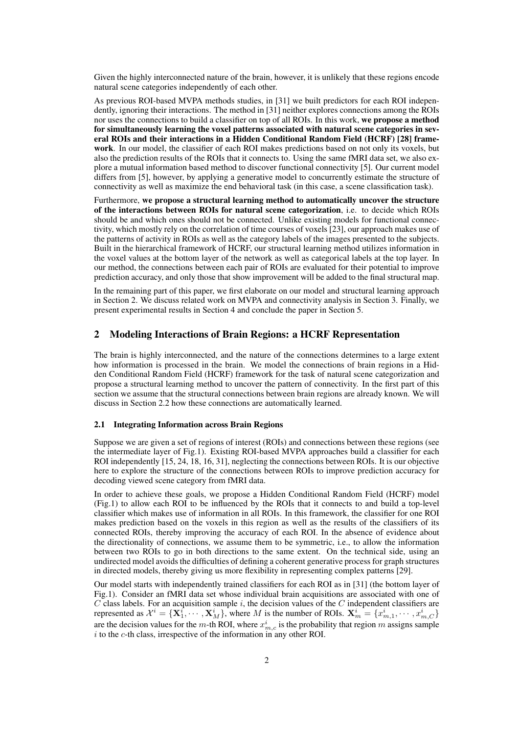Given the highly interconnected nature of the brain, however, it is unlikely that these regions encode natural scene categories independently of each other.

As previous ROI-based MVPA methods studies, in [31] we built predictors for each ROI independently, ignoring their interactions. The method in [31] neither explores connections among the ROIs nor uses the connections to build a classifier on top of all ROIs. In this work, **we propose a method for simultaneously learning the voxel patterns associated with natural scene categories in several ROIs and their interactions in a Hidden Conditional Random Field (HCRF) [28] framework**. In our model, the classifier of each ROI makes predictions based on not only its voxels, but also the prediction results of the ROIs that it connects to. Using the same fMRI data set, we also explore a mutual information based method to discover functional connectivity [5]. Our current model differs from [5], however, by applying a generative model to concurrently estimate the structure of connectivity as well as maximize the end behavioral task (in this case, a scene classification task).

Furthermore, **we propose a structural learning method to automatically uncover the structure of the interactions between ROIs for natural scene categorization**, i.e. to decide which ROIs should be and which ones should not be connected. Unlike existing models for functional connectivity, which mostly rely on the correlation of time courses of voxels [23], our approach makes use of the patterns of activity in ROIs as well as the category labels of the images presented to the subjects. Built in the hierarchical framework of HCRF, our structural learning method utilizes information in the voxel values at the bottom layer of the network as well as categorical labels at the top layer. In our method, the connections between each pair of ROIs are evaluated for their potential to improve prediction accuracy, and only those that show improvement will be added to the final structural map.

In the remaining part of this paper, we first elaborate on our model and structural learning approach in Section 2. We discuss related work on MVPA and connectivity analysis in Section 3. Finally, we present experimental results in Section 4 and conclude the paper in Section 5.

## 2 Modeling Interactions of Brain Regions: a HCRF Representation

The brain is highly interconnected, and the nature of the connections determines to a large extent how information is processed in the brain. We model the connections of brain regions in a Hidden Conditional Random Field (HCRF) framework for the task of natural scene categorization and propose a structural learning method to uncover the pattern of connectivity. In the first part of this section we assume that the structural connections between brain regions are already known. We will discuss in Section 2.2 how these connections are automatically learned.

### 2.1 Integrating Information across Brain Regions

Suppose we are given a set of regions of interest (ROIs) and connections between these regions (see the intermediate layer of Fig.1). Existing ROI-based MVPA approaches build a classifier for each ROI independently [15, 24, 18, 16, 31], neglecting the connections between ROIs. It is our objective here to explore the structure of the connections between ROIs to improve prediction accuracy for decoding viewed scene category from fMRI data.

In order to achieve these goals, we propose a Hidden Conditional Random Field (HCRF) model (Fig.1) to allow each ROI to be influenced by the ROIs that it connects to and build a top-level classifier which makes use of information in all ROIs. In this framework, the classifier for one ROI makes prediction based on the voxels in this region as well as the results of the classifiers of its connected ROIs, thereby improving the accuracy of each ROI. In the absence of evidence about the directionality of connections, we assume them to be symmetric, i.e., to allow the information between two ROIs to go in both directions to the same extent. On the technical side, using an undirected model avoids the difficulties of defining a coherent generative process for graph structures in directed models, thereby giving us more flexibility in representing complex patterns [29].

Our model starts with independently trained classifiers for each ROI as in [31] (the bottom layer of Fig.1). Consider an fMRI data set whose individual brain acquisitions are associated with one of $C$ class labels. For an acquisition sample $i$, the decision values of the $C$ independent classifiers are represented as $\mathcal{X}^i = \{\mathbf{X}_1^i, \cdots, \mathbf{X}_M^i\}$, where $M$ is the number of ROIs. $\mathbf{X}_m^i = \{x_{m,1}^i, \cdots, x_{m,C}^i\}$ are the decision values for the $m$-th ROI, where $x_{m,c}^i$ is the probability that region $m$ assigns sample $i$ to the $c$-th class, irrespective of the information in any other ROI.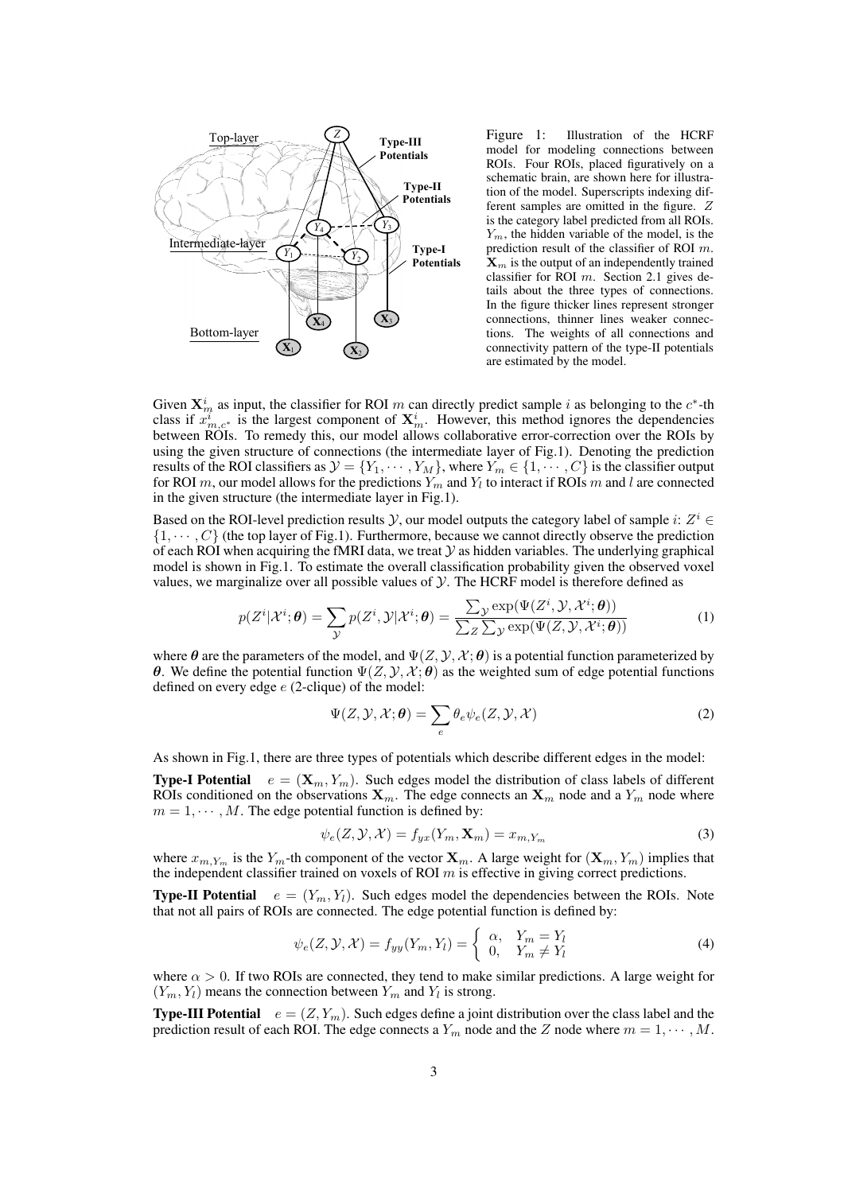Figure 1: Illustration of the HCRF model for modeling connections between ROIs. Four ROIs, placed figuratively on a schematic brain, are shown here for illustration of the model. Superscripts indexing different samples are omitted in the figure. $Z$ is the category label predicted from all ROIs. $Y_m$, the hidden variable of the model, is the prediction result of the classifier of ROI $m$. $\mathbf{X}_m$ is the output of an independently trained classifier for ROI $m$. Section 2.1 gives details about the three types of connections. In the figure thicker lines represent stronger connections, thinner lines weaker connections. The weights of all connections and connectivity pattern of the type-II potentials are estimated by the model.

Given $\mathbf{X}_m^i$ as input, the classifier for ROI $m$ can directly predict sample $i$ as belonging to the $c^*$-th class if $x_{m,c^*}^i$ is the largest component of $\mathbf{X}_m^i$. However, this method ignores the dependencies between ROIs. To remedy this, our model allows collaborative error-correction over the ROIs by using the given structure of connections (the intermediate layer of Fig.1). Denoting the prediction results of the ROI classifiers as $\mathcal{Y} = \{Y_1, \cdots, Y_M\}$, where $Y_m \in \{1, \cdots, C\}$ is the classifier output for ROI $m$, our model allows for the predictions $Y_m$ and $Y_l$ to interact if ROIs $m$ and $l$ are connected in the given structure (the intermediate layer in Fig.1).

Based on the ROI-level prediction results $\mathcal{Y}$, our model outputs the category label of sample $i$: $Z^i \in \{1, \cdots, C\}$ (the top layer of Fig.1). Furthermore, because we cannot directly observe the prediction of each ROI when acquiring the fMRI data, we treat $\mathcal{Y}$ as hidden variables. The underlying graphical model is shown in Fig.1. To estimate the overall classification probability given the observed voxel values, we marginalize over all possible values of $\mathcal{Y}$. The HCRF model is therefore defined as

$$p(Z^i|\mathcal{X}^i; \boldsymbol{\theta}) = \sum_{\mathcal{Y}} p(Z^i, \mathcal{Y}|\mathcal{X}^i; \boldsymbol{\theta}) = \frac{\sum_{\mathcal{Y}} \exp(\Psi(Z^i, \mathcal{Y}, \mathcal{X}^i; \boldsymbol{\theta}))}{\sum_{Z} \sum_{\mathcal{Y}} \exp(\Psi(Z, \mathcal{Y}, \mathcal{X}^i; \boldsymbol{\theta}))} \tag{1}$$

where $\boldsymbol{\theta}$ are the parameters of the model, and $\Psi(Z, \mathcal{Y}, \mathcal{X}; \boldsymbol{\theta})$ is a potential function parameterized by $\boldsymbol{\theta}$. We define the potential function $\Psi(Z, \mathcal{Y}, \mathcal{X}; \boldsymbol{\theta})$ as the weighted sum of edge potential functions defined on every edge $e$ (2-clique) of the model:

$$\Psi(Z, \mathcal{Y}, \mathcal{X}; \boldsymbol{\theta}) = \sum_{e} \theta_e \psi_e(Z, \mathcal{Y}, \mathcal{X}) \tag{2}$$

As shown in Fig.1, there are three types of potentials which describe different edges in the model:

**Type-I Potential** $e = (\mathbf{X}_m, Y_m)$. Such edges model the distribution of class labels of different ROIs conditioned on the observations $\mathbf{X}_m$. The edge connects an $\mathbf{X}_m$ node and a $Y_m$ node where $m = 1, \cdots, M$. The edge potential function is defined by:

$$\psi_e(Z, \mathcal{Y}, \mathcal{X}) = f_{yx}(Y_m, \mathbf{X}_m) = x_{m,Y_m} \tag{3}$$

where $x_{m,Y_m}$ is the $Y_m$-th component of the vector $\mathbf{X}_m$. A large weight for $(\mathbf{X}_m, Y_m)$ implies that the independent classifier trained on voxels of ROI $m$ is effective in giving correct predictions.

**Type-II Potential** $e = (Y_m, Y_l)$. Such edges model the dependencies between the ROIs. Note that not all pairs of ROIs are connected. The edge potential function is defined by:

$$\psi_e(Z, \mathcal{Y}, \mathcal{X}) = f_{yy}(Y_m, Y_l) = \begin{cases} \alpha, & Y_m = Y_l \\ 0, & Y_m \neq Y_l \end{cases} \tag{4}$$

where $\alpha > 0$. If two ROIs are connected, they tend to make similar predictions. A large weight for $(Y_m, Y_l)$ means the connection between $Y_m$ and $Y_l$ is strong.

**Type-III Potential** $e = (Z, Y_m)$. Such edges define a joint distribution over the class label and the prediction result of each ROI. The edge connects a $Y_m$ node and the $Z$ node where $m = 1, \cdots, M$.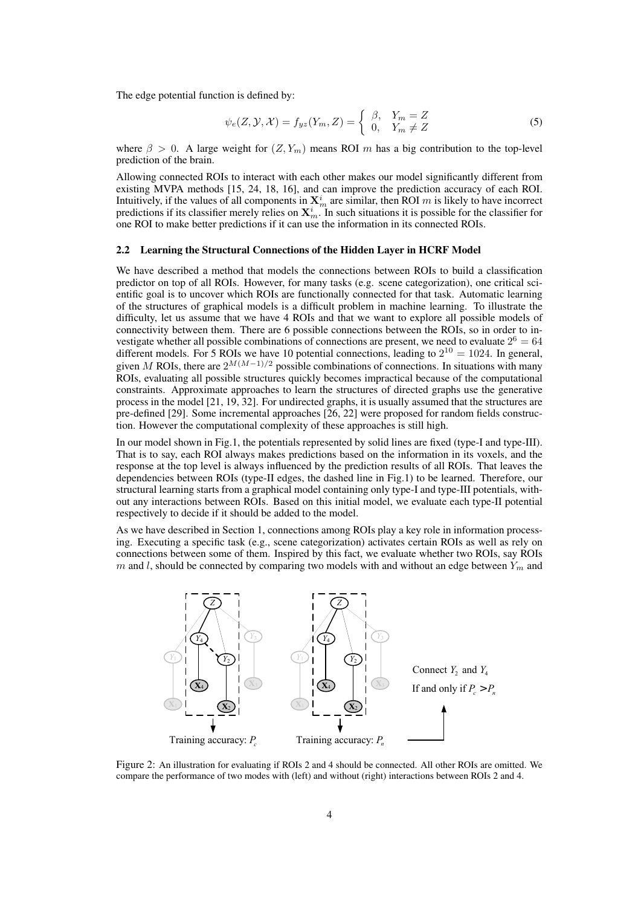The edge potential function is defined by:

$$\psi_e(Z, \mathcal{Y}, \mathcal{X}) = f_{yz}(Y_m, Z) = \begin{cases} \beta, & Y_m = Z \\ 0, & Y_m \neq Z \end{cases} \tag{5}$$

where $\beta > 0$. A large weight for $(Z, Y_m)$ means ROI $m$ has a big contribution to the top-level prediction of the brain.

Allowing connected ROIs to interact with each other makes our model significantly different from existing MVPA methods [15, 24, 18, 16], and can improve the prediction accuracy of each ROI. Intuitively, if the values of all components in $\mathbf{X}_m^i$ are similar, then ROI $m$ is likely to have incorrect predictions if its classifier merely relies on $\mathbf{X}_m^i$. In such situations it is possible for the classifier for one ROI to make better predictions if it can use the information in its connected ROIs.

### 2.2 Learning the Structural Connections of the Hidden Layer in HCRF Model

We have described a method that models the connections between ROIs to build a classification predictor on top of all ROIs. However, for many tasks (e.g. scene categorization), one critical scientific goal is to uncover which ROIs are functionally connected for that task. Automatic learning of the structures of graphical models is a difficult problem in machine learning. To illustrate the difficulty, let us assume that we have 4 ROIs and that we want to explore all possible models of connectivity between them. There are 6 possible connections between the ROIs, so in order to investigate whether all possible combinations of connections are present, we need to evaluate $2^6 = 64$ different models. For 5 ROIs we have 10 potential connections, leading to $2^{10} = 1024$. In general, given $M$ ROIs, there are $2^{M(M-1)/2}$ possible combinations of connections. In situations with many ROIs, evaluating all possible structures quickly becomes impractical because of the computational constraints. Approximate approaches to learn the structures of directed graphs use the generative process in the model [21, 19, 32]. For undirected graphs, it is usually assumed that the structures are pre-defined [29]. Some incremental approaches [26, 22] were proposed for random fields construction. However the computational complexity of these approaches is still high.

In our model shown in Fig.1, the potentials represented by solid lines are fixed (type-I and type-III). That is to say, each ROI always makes predictions based on the information in its voxels, and the response at the top level is always influenced by the prediction results of all ROIs. That leaves the dependencies between ROIs (type-II edges, the dashed line in Fig.1) to be learned. Therefore, our structural learning starts from a graphical model containing only type-I and type-III potentials, without any interactions between ROIs. Based on this initial model, we evaluate each type-II potential respectively to decide if it should be added to the model.

As we have described in Section 1, connections among ROIs play a key role in information processing. Executing a specific task (e.g., scene categorization) activates certain ROIs as well as rely on connections between some of them. Inspired by this fact, we evaluate whether two ROIs, say ROIs $m$ and $l$, should be connected by comparing two models with and without an edge between $Y_m$ and

Training accuracy: $P_c$ &nbsp;&nbsp;&nbsp; Training accuracy: $P_n$ &nbsp;&nbsp;&nbsp; Connect $Y_2$ and $Y_4$ If and only if $P_c > P_n$

Figure 2: An illustration for evaluating if ROIs 2 and 4 should be connected. All other ROIs are omitted. We compare the performance of two modes with (left) and without (right) interactions between ROIs 2 and 4.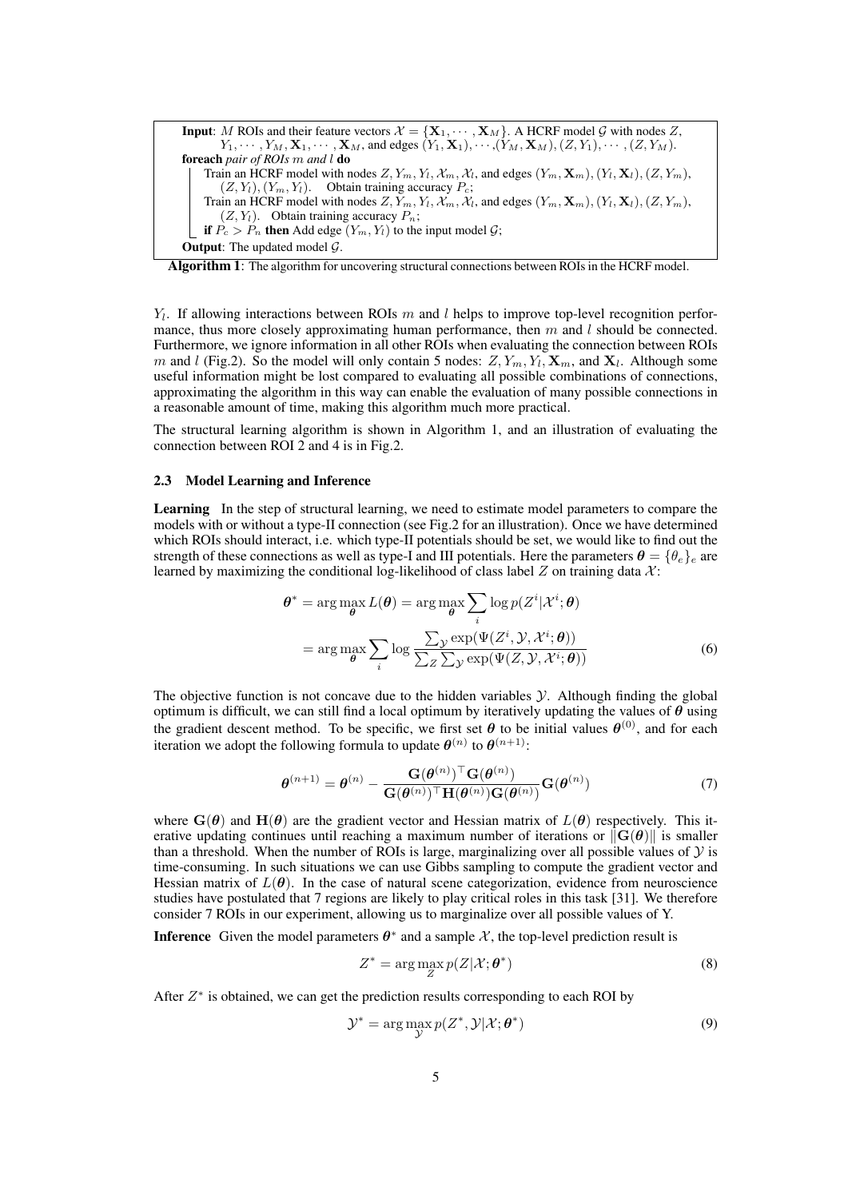**Input**: $M$ ROIs and their feature vectors $\mathcal{X} = \{\mathbf{X}_1, \cdots, \mathbf{X}_M\}$. A HCRF model $\mathcal{G}$ with nodes $Z$, $Y_1, \cdots, Y_M, \mathbf{X}_1, \cdots, \mathbf{X}_M$, and edges $(Y_1, \mathbf{X}_1), \cdots, (Y_M, \mathbf{X}_M), (Z, Y_1), \cdots, (Z, Y_M)$.

**foreach** *pair of ROIs* $m$ *and* $l$ **do**

  Train an HCRF model with nodes $Z, Y_m, Y_l, \mathcal{X}_m, \mathcal{X}_l$, and edges $(Y_m, \mathbf{X}_m), (Y_l, \mathbf{X}_l), (Z, Y_m), (Z, Y_l), (Y_m, Y_l)$. Obtain training accuracy $P_c$;

  Train an HCRF model with nodes $Z, Y_m, Y_l, \mathcal{X}_m, \mathcal{X}_l$, and edges $(Y_m, \mathbf{X}_m), (Y_l, \mathbf{X}_l), (Z, Y_m), (Z, Y_l)$. Obtain training accuracy $P_n$;

  **if** $P_c > P_n$ **then** Add edge $(Y_m, Y_l)$ to the input model $\mathcal{G}$;

**Output**: The updated model $\mathcal{G}$.

**Algorithm 1**: The algorithm for uncovering structural connections between ROIs in the HCRF model.

$Y_l$. If allowing interactions between ROIs $m$ and $l$ helps to improve top-level recognition performance, thus more closely approximating human performance, then $m$ and $l$ should be connected. Furthermore, we ignore information in all other ROIs when evaluating the connection between ROIs $m$ and $l$ (Fig.2). So the model will only contain 5 nodes: $Z, Y_m, Y_l, \mathbf{X}_m$, and $\mathbf{X}_l$. Although some useful information might be lost compared to evaluating all possible combinations of connections, approximating the algorithm in this way can enable the evaluation of many possible connections in a reasonable amount of time, making this algorithm much more practical.

The structural learning algorithm is shown in Algorithm 1, and an illustration of evaluating the connection between ROI 2 and 4 is in Fig.2.

### 2.3 Model Learning and Inference

**Learning** In the step of structural learning, we need to estimate model parameters to compare the models with or without a type-II connection (see Fig.2 for an illustration). Once we have determined which ROIs should interact, i.e. which type-II potentials should be set, we would like to find out the strength of these connections as well as type-I and III potentials. Here the parameters $\boldsymbol{\theta} = \{\theta_e\}_e$ are learned by maximizing the conditional log-likelihood of class label $Z$ on training data $\mathcal{X}$:

$$\boldsymbol{\theta}^* = \arg\max_{\boldsymbol{\theta}} L(\boldsymbol{\theta}) = \arg\max_{\boldsymbol{\theta}} \sum_i \log p(Z^i|\mathcal{X}^i;\boldsymbol{\theta})$$
$$= \arg\max_{\boldsymbol{\theta}} \sum_i \log \frac{\sum_{\mathcal{Y}} \exp(\Psi(Z^i, \mathcal{Y}, \mathcal{X}^i;\boldsymbol{\theta}))}{\sum_Z \sum_{\mathcal{Y}} \exp(\Psi(Z, \mathcal{Y}, \mathcal{X}^i;\boldsymbol{\theta}))} \tag{6}$$

The objective function is not concave due to the hidden variables $\mathcal{Y}$. Although finding the global optimum is difficult, we can still find a local optimum by iteratively updating the values of $\boldsymbol{\theta}$ using the gradient descent method. To be specific, we first set $\boldsymbol{\theta}$ to be initial values $\boldsymbol{\theta}^{(0)}$, and for each iteration we adopt the following formula to update $\boldsymbol{\theta}^{(n)}$ to $\boldsymbol{\theta}^{(n+1)}$:

$$\boldsymbol{\theta}^{(n+1)} = \boldsymbol{\theta}^{(n)} - \frac{\mathbf{G}(\boldsymbol{\theta}^{(n)})^\top \mathbf{G}(\boldsymbol{\theta}^{(n)})}{\mathbf{G}(\boldsymbol{\theta}^{(n)})^\top \mathbf{H}(\boldsymbol{\theta}^{(n)}) \mathbf{G}(\boldsymbol{\theta}^{(n)})} \mathbf{G}(\boldsymbol{\theta}^{(n)}) \tag{7}$$

where $\mathbf{G}(\boldsymbol{\theta})$ and $\mathbf{H}(\boldsymbol{\theta})$ are the gradient vector and Hessian matrix of $L(\boldsymbol{\theta})$ respectively. This iterative updating continues until reaching a maximum number of iterations or $\|\mathbf{G}(\boldsymbol{\theta})\|$ is smaller than a threshold. When the number of ROIs is large, marginalizing over all possible values of $\mathcal{Y}$ is time-consuming. In such situations we can use Gibbs sampling to compute the gradient vector and Hessian matrix of $L(\boldsymbol{\theta})$. In the case of natural scene categorization, evidence from neuroscience studies have postulated that 7 regions are likely to play critical roles in this task [31]. We therefore consider 7 ROIs in our experiment, allowing us to marginalize over all possible values of Y.

**Inference** Given the model parameters $\boldsymbol{\theta}^*$ and a sample $\mathcal{X}$, the top-level prediction result is

$$Z^* = \arg\max_Z p(Z|\mathcal{X};\boldsymbol{\theta}^*) \tag{8}$$

After $Z^*$ is obtained, we can get the prediction results corresponding to each ROI by

$$\mathcal{Y}^* = \arg\max_{\mathcal{Y}} p(Z^*, \mathcal{Y}|\mathcal{X};\boldsymbol{\theta}^*) \tag{9}$$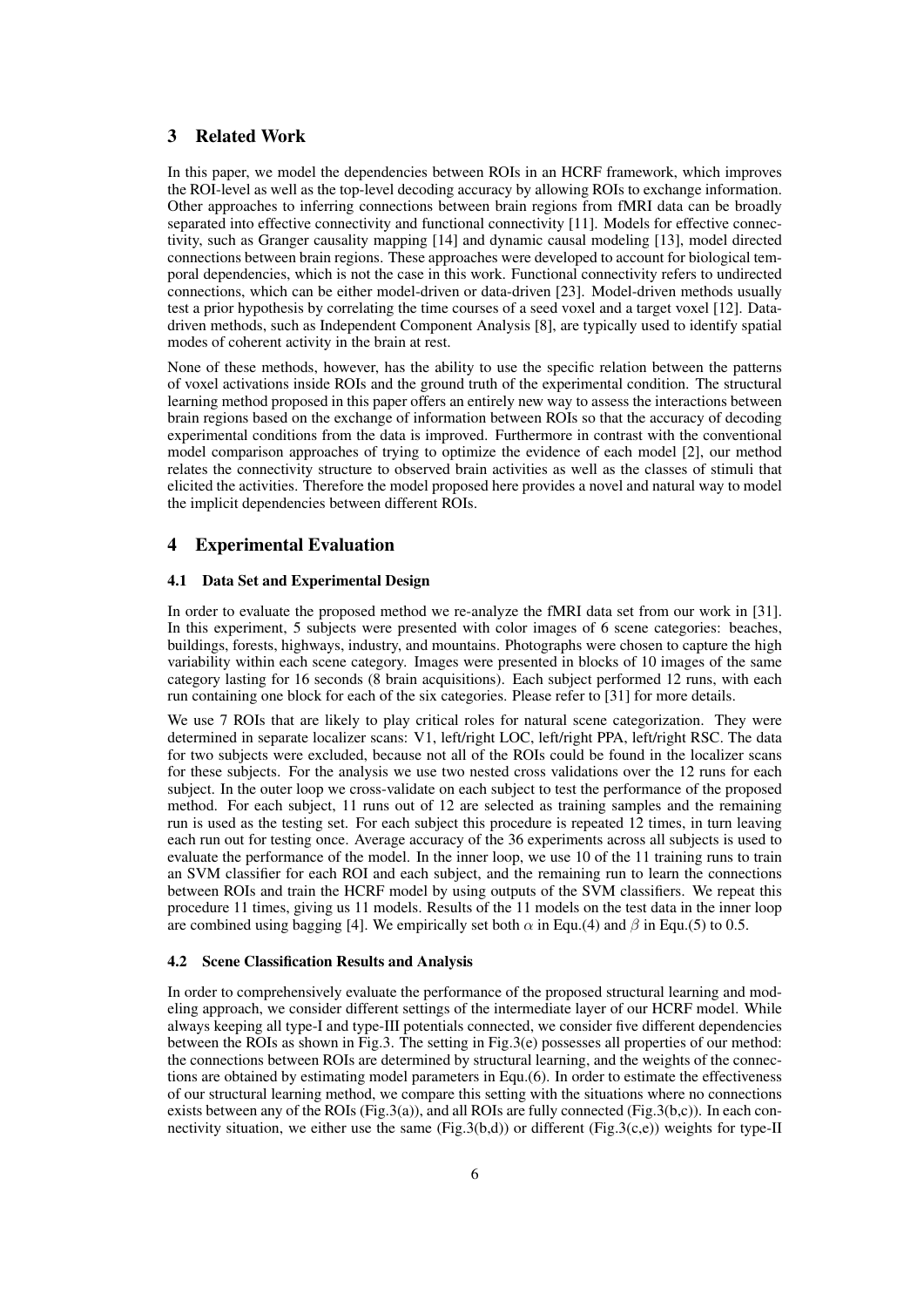## 3 Related Work

In this paper, we model the dependencies between ROIs in an HCRF framework, which improves the ROI-level as well as the top-level decoding accuracy by allowing ROIs to exchange information. Other approaches to inferring connections between brain regions from fMRI data can be broadly separated into effective connectivity and functional connectivity [11]. Models for effective connectivity, such as Granger causality mapping [14] and dynamic causal modeling [13], model directed connections between brain regions. These approaches were developed to account for biological temporal dependencies, which is not the case in this work. Functional connectivity refers to undirected connections, which can be either model-driven or data-driven [23]. Model-driven methods usually test a prior hypothesis by correlating the time courses of a seed voxel and a target voxel [12]. Data-driven methods, such as Independent Component Analysis [8], are typically used to identify spatial modes of coherent activity in the brain at rest.

None of these methods, however, has the ability to use the specific relation between the patterns of voxel activations inside ROIs and the ground truth of the experimental condition. The structural learning method proposed in this paper offers an entirely new way to assess the interactions between brain regions based on the exchange of information between ROIs so that the accuracy of decoding experimental conditions from the data is improved. Furthermore in contrast with the conventional model comparison approaches of trying to optimize the evidence of each model [2], our method relates the connectivity structure to observed brain activities as well as the classes of stimuli that elicited the activities. Therefore the model proposed here provides a novel and natural way to model the implicit dependencies between different ROIs.

## 4 Experimental Evaluation

### 4.1 Data Set and Experimental Design

In order to evaluate the proposed method we re-analyze the fMRI data set from our work in [31]. In this experiment, 5 subjects were presented with color images of 6 scene categories: beaches, buildings, forests, highways, industry, and mountains. Photographs were chosen to capture the high variability within each scene category. Images were presented in blocks of 10 images of the same category lasting for 16 seconds (8 brain acquisitions). Each subject performed 12 runs, with each run containing one block for each of the six categories. Please refer to [31] for more details.

We use 7 ROIs that are likely to play critical roles for natural scene categorization. They were determined in separate localizer scans: V1, left/right LOC, left/right PPA, left/right RSC. The data for two subjects were excluded, because not all of the ROIs could be found in the localizer scans for these subjects. For the analysis we use two nested cross validations over the 12 runs for each subject. In the outer loop we cross-validate on each subject to test the performance of the proposed method. For each subject, 11 runs out of 12 are selected as training samples and the remaining run is used as the testing set. For each subject this procedure is repeated 12 times, in turn leaving each run out for testing once. Average accuracy of the 36 experiments across all subjects is used to evaluate the performance of the model. In the inner loop, we use 10 of the 11 training runs to train an SVM classifier for each ROI and each subject, and the remaining run to learn the connections between ROIs and train the HCRF model by using outputs of the SVM classifiers. We repeat this procedure 11 times, giving us 11 models. Results of the 11 models on the test data in the inner loop are combined using bagging [4]. We empirically set both $\alpha$ in Equ.(4) and $\beta$ in Equ.(5) to 0.5.

### 4.2 Scene Classification Results and Analysis

In order to comprehensively evaluate the performance of the proposed structural learning and modeling approach, we consider different settings of the intermediate layer of our HCRF model. While always keeping all type-I and type-III potentials connected, we consider five different dependencies between the ROIs as shown in Fig.3. The setting in Fig.3(e) possesses all properties of our method: the connections between ROIs are determined by structural learning, and the weights of the connections are obtained by estimating model parameters in Equ.(6). In order to estimate the effectiveness of our structural learning method, we compare this setting with the situations where no connections exists between any of the ROIs (Fig.3(a)), and all ROIs are fully connected (Fig.3(b,c)). In each connectivity situation, we either use the same (Fig.3(b,d)) or different (Fig.3(c,e)) weights for type-II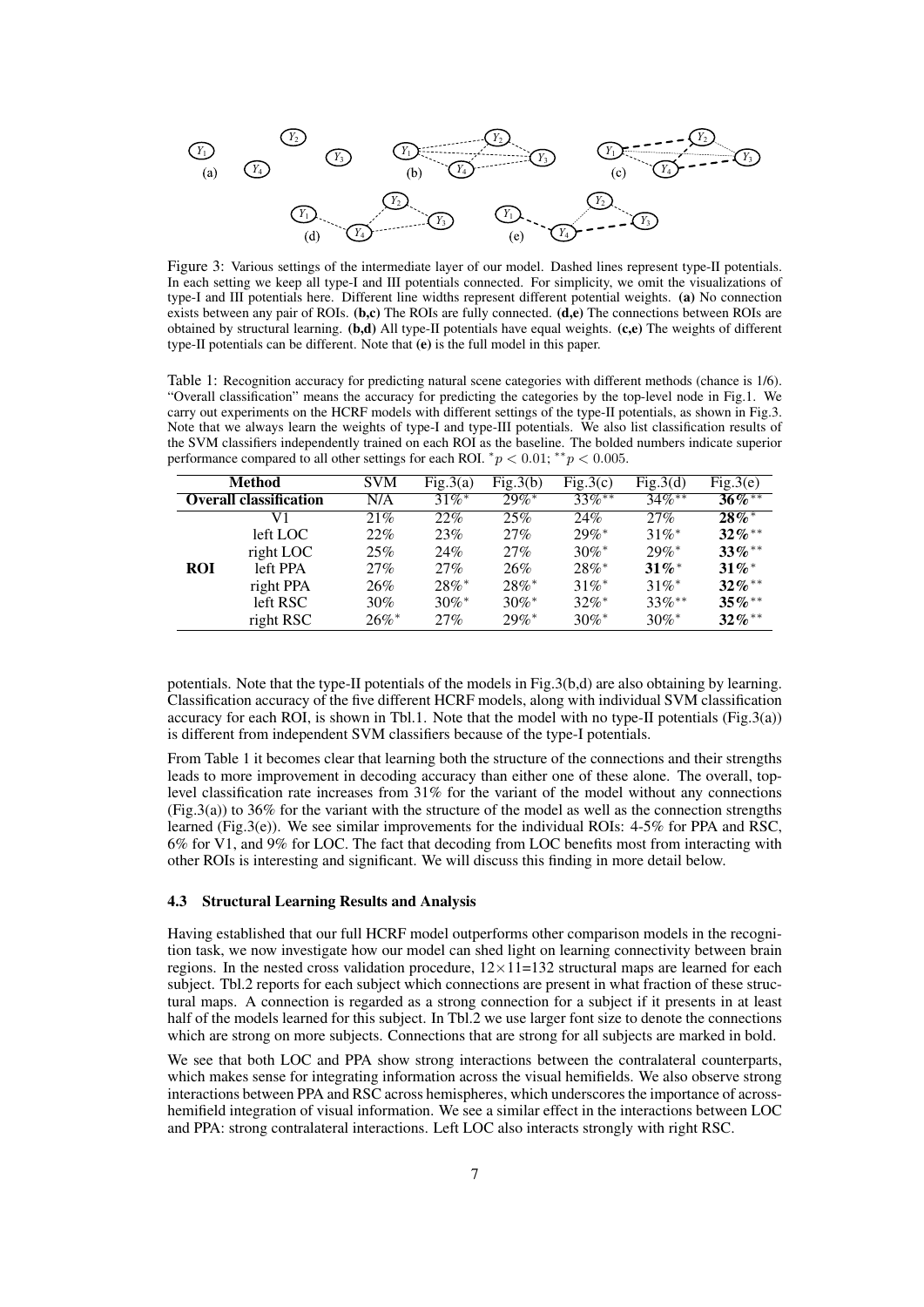Figure 3: Various settings of the intermediate layer of our model. Dashed lines represent type-II potentials. In each setting we keep all type-I and III potentials connected. For simplicity, we omit the visualizations of type-I and III potentials here. Different line widths represent different potential weights. **(a)** No connection exists between any pair of ROIs. **(b,c)** The ROIs are fully connected. **(d,e)** The connections between ROIs are obtained by structural learning. **(b,d)** All type-II potentials have equal weights. **(c,e)** The weights of different type-II potentials can be different. Note that **(e)** is the full model in this paper.

Table 1: Recognition accuracy for predicting natural scene categories with different methods (chance is 1/6). "Overall classification" means the accuracy for predicting the categories by the top-level node in Fig.1. We carry out experiments on the HCRF models with different settings of the type-II potentials, as shown in Fig.3. Note that we always learn the weights of type-I and type-III potentials. We also list classification results of the SVM classifiers independently trained on each ROI as the baseline. The bolded numbers indicate superior performance compared to all other settings for each ROI. $^{*}p < 0.01$; $^{**}p < 0.005$.

| Method | | SVM | Fig.3(a) | Fig.3(b) | Fig.3(c) | Fig.3(d) | Fig.3(e) |
|---|---|---|---|---|---|---|---|
| **Overall classification** | | N/A | $31\%^{*}$ | $29\%^{*}$ | $33\%^{**}$ | $34\%^{**}$ | **36%**$^{**}$ |
| **ROI** | V1 | 21% | 22% | 25% | 24% | 27% | **28%**$^{*}$ |
| | left LOC | 22% | 23% | 27% | $29\%^{*}$ | $31\%^{*}$ | **32%**$^{**}$ |
| | right LOC | 25% | 24% | 27% | $30\%^{*}$ | $29\%^{*}$ | **33%**$^{**}$ |
| | left PPA | 27% | 27% | 26% | $28\%^{*}$ | **31%**$^{*}$ | **31%**$^{*}$ |
| | right PPA | 26% | $28\%^{*}$ | $28\%^{*}$ | $31\%^{*}$ | $31\%^{*}$ | **32%**$^{**}$ |
| | left RSC | 30% | $30\%^{*}$ | $30\%^{*}$ | $32\%^{*}$ | $33\%^{**}$ | **35%**$^{**}$ |
| | right RSC | $26\%^{*}$ | 27% | $29\%^{*}$ | $30\%^{*}$ | $30\%^{*}$ | **32%**$^{**}$ |

potentials. Note that the type-II potentials of the models in Fig.3(b,d) are also obtaining by learning. Classification accuracy of the five different HCRF models, along with individual SVM classification accuracy for each ROI, is shown in Tbl.1. Note that the model with no type-II potentials (Fig.3(a)) is different from independent SVM classifiers because of the type-I potentials.

From Table 1 it becomes clear that learning both the structure of the connections and their strengths leads to more improvement in decoding accuracy than either one of these alone. The overall, top-level classification rate increases from 31% for the variant of the model without any connections (Fig.3(a)) to 36% for the variant with the structure of the model as well as the connection strengths learned (Fig.3(e)). We see similar improvements for the individual ROIs: 4-5% for PPA and RSC, 6% for V1, and 9% for LOC. The fact that decoding from LOC benefits most from interacting with other ROIs is interesting and significant. We will discuss this finding in more detail below.

### 4.3 Structural Learning Results and Analysis

Having established that our full HCRF model outperforms other comparison models in the recognition task, we now investigate how our model can shed light on learning connectivity between brain regions. In the nested cross validation procedure, $12 \times 11 = 132$ structural maps are learned for each subject. Tbl.2 reports for each subject which connections are present in what fraction of these structural maps. A connection is regarded as a strong connection for a subject if it presents in at least half of the models learned for this subject. In Tbl.2 we use larger font size to denote the connections which are strong on more subjects. Connections that are strong for all subjects are marked in bold.

We see that both LOC and PPA show strong interactions between the contralateral counterparts, which makes sense for integrating information across the visual hemifields. We also observe strong interactions between PPA and RSC across hemispheres, which underscores the importance of across-hemifield integration of visual information. We see a similar effect in the interactions between LOC and PPA: strong contralateral interactions. Left LOC also interacts strongly with right RSC.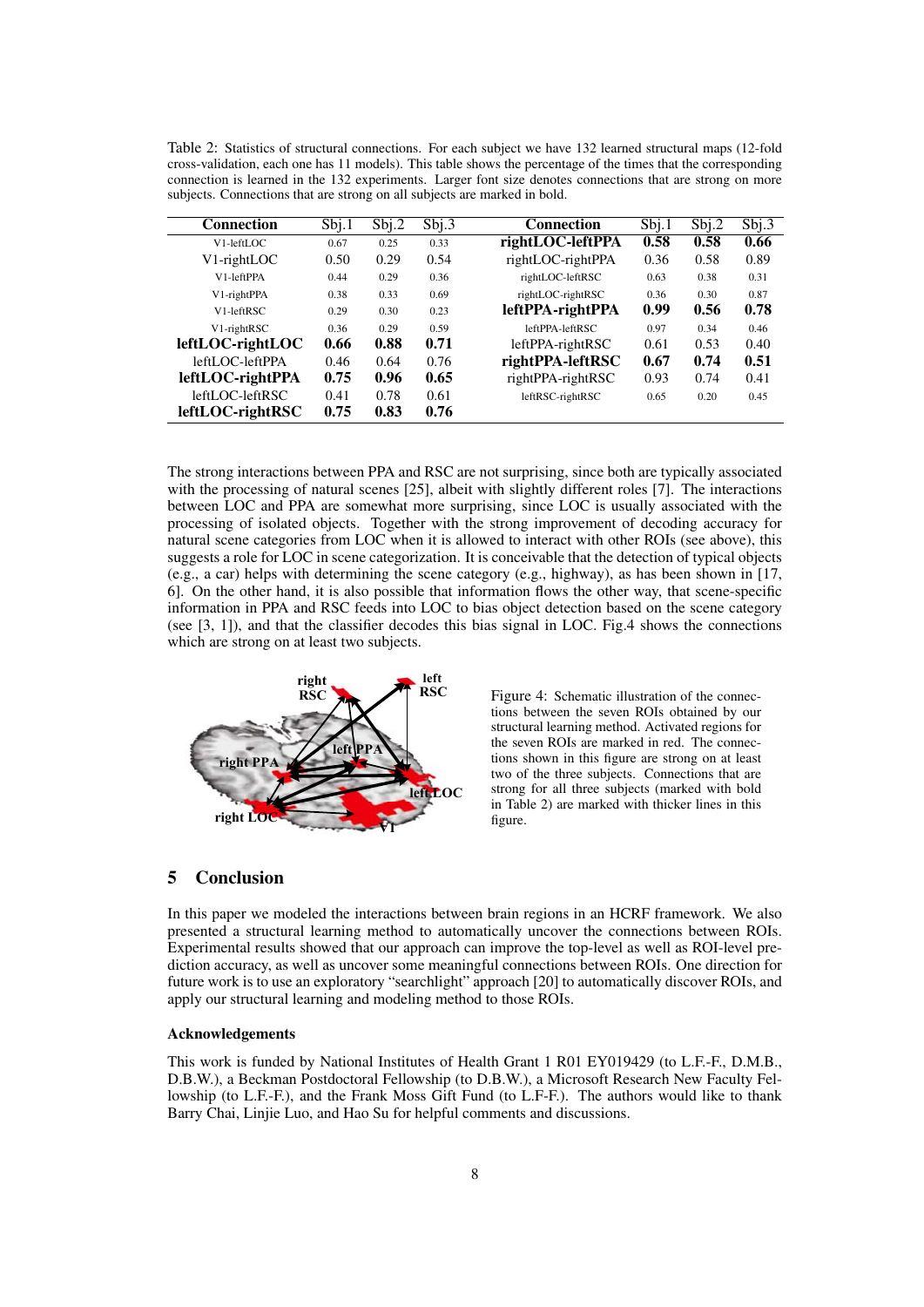Table 2: Statistics of structural connections. For each subject we have 132 learned structural maps (12-fold cross-validation, each one has 11 models). This table shows the percentage of the times that the corresponding connection is learned in the 132 experiments. Larger font size denotes connections that are strong on more subjects. Connections that are strong on all subjects are marked in bold.

| Connection | Sbj.1 | Sbj.2 | Sbj.3 | Connection | Sbj.1 | Sbj.2 | Sbj.3 |
|---|---|---|---|---|---|---|---|
| V1-leftLOC | 0.67 | 0.25 | 0.33 | **rightLOC-leftPPA** | **0.58** | **0.58** | **0.66** |
| V1-rightLOC | 0.50 | 0.29 | 0.54 | rightLOC-rightPPA | 0.36 | 0.58 | 0.89 |
| V1-leftPPA | 0.44 | 0.29 | 0.36 | rightLOC-leftRSC | 0.63 | 0.38 | 0.31 |
| V1-rightPPA | 0.38 | 0.33 | 0.69 | rightLOC-rightRSC | 0.36 | 0.30 | 0.87 |
| V1-leftRSC | 0.29 | 0.30 | 0.23 | **leftPPA-rightPPA** | **0.99** | **0.56** | **0.78** |
| V1-rightRSC | 0.36 | 0.29 | 0.59 | leftPPA-leftRSC | 0.97 | 0.34 | 0.46 |
| **leftLOC-rightLOC** | **0.66** | **0.88** | **0.71** | leftPPA-rightRSC | 0.61 | 0.53 | 0.40 |
| leftLOC-leftPPA | 0.46 | 0.64 | 0.76 | **rightPPA-leftRSC** | **0.67** | **0.74** | **0.51** |
| **leftLOC-rightPPA** | **0.75** | **0.96** | **0.65** | rightPPA-rightRSC | 0.93 | 0.74 | 0.41 |
| leftLOC-leftRSC | 0.41 | 0.78 | 0.61 | leftRSC-rightRSC | 0.65 | 0.20 | 0.45 |
| **leftLOC-rightRSC** | **0.75** | **0.83** | **0.76** | | | | |

The strong interactions between PPA and RSC are not surprising, since both are typically associated with the processing of natural scenes [25], albeit with slightly different roles [7]. The interactions between LOC and PPA are somewhat more surprising, since LOC is usually associated with the processing of isolated objects. Together with the strong improvement of decoding accuracy for natural scene categories from LOC when it is allowed to interact with other ROIs (see above), this suggests a role for LOC in scene categorization. It is conceivable that the detection of typical objects (e.g., a car) helps with determining the scene category (e.g., highway), as has been shown in [17, 6]. On the other hand, it is also possible that information flows the other way, that scene-specific information in PPA and RSC feeds into LOC to bias object detection based on the scene category (see [3, 1]), and that the classifier decodes this bias signal in LOC. Fig.4 shows the connections which are strong on at least two subjects.

Figure 4: Schematic illustration of the connections between the seven ROIs obtained by our structural learning method. Activated regions for the seven ROIs are marked in red. The connections shown in this figure are strong on at least two of the three subjects. Connections that are strong for all three subjects (marked with bold in Table 2) are marked with thicker lines in this figure.

## 5 Conclusion

In this paper we modeled the interactions between brain regions in an HCRF framework. We also presented a structural learning method to automatically uncover the connections between ROIs. Experimental results showed that our approach can improve the top-level as well as ROI-level prediction accuracy, as well as uncover some meaningful connections between ROIs. One direction for future work is to use an exploratory "searchlight" approach [20] to automatically discover ROIs, and apply our structural learning and modeling method to those ROIs.

### Acknowledgements

This work is funded by National Institutes of Health Grant 1 R01 EY019429 (to L.F.-F., D.M.B., D.B.W.), a Beckman Postdoctoral Fellowship (to D.B.W.), a Microsoft Research New Faculty Fellowship (to L.F.-F.), and the Frank Moss Gift Fund (to L.F-F.). The authors would like to thank Barry Chai, Linjie Luo, and Hao Su for helpful comments and discussions.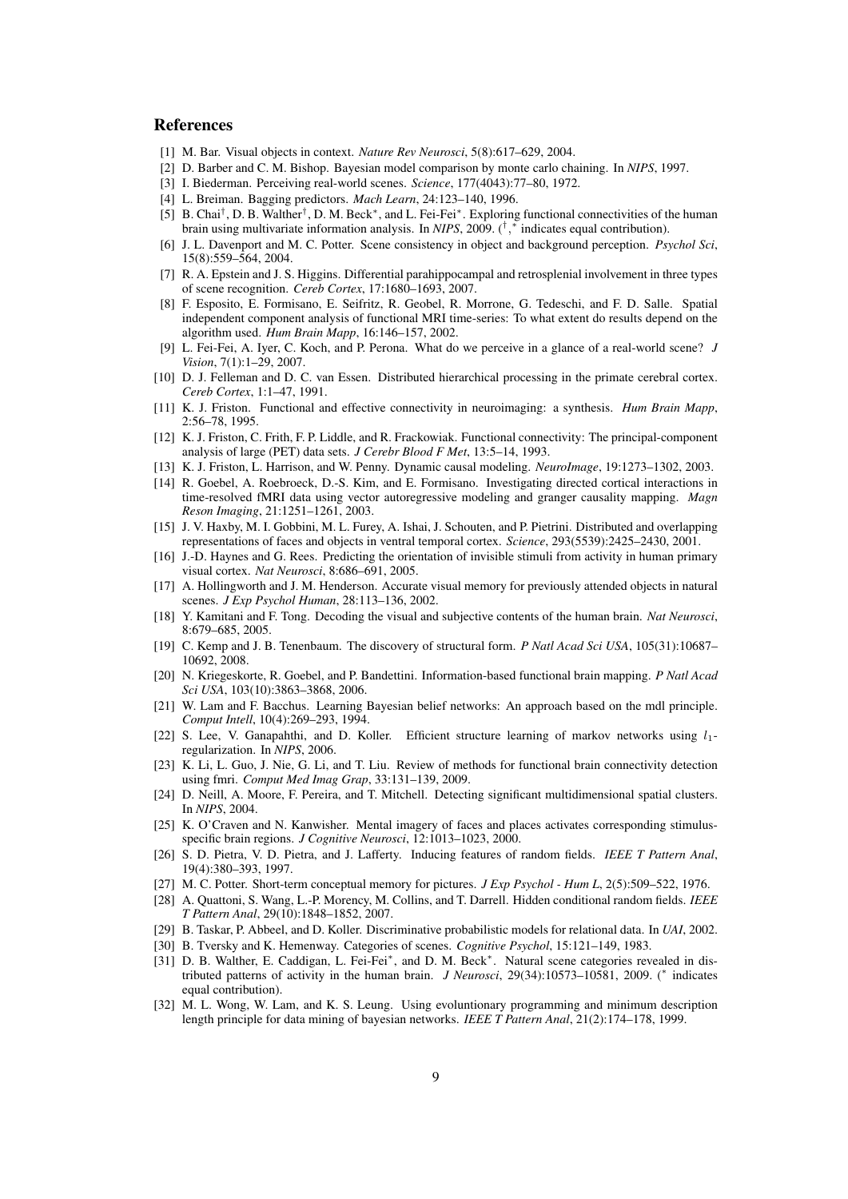## References

[1] M. Bar. Visual objects in context. *Nature Rev Neurosci*, 5(8):617–629, 2004.

[2] D. Barber and C. M. Bishop. Bayesian model comparison by monte carlo chaining. In *NIPS*, 1997.

[3] I. Biederman. Perceiving real-world scenes. *Science*, 177(4043):77–80, 1972.

[4] L. Breiman. Bagging predictors. *Mach Learn*, 24:123–140, 1996.

[5] B. Chai[†], D. B. Walther[†], D. M. Beck[*], and L. Fei-Fei[*]. Exploring functional connectivities of the human brain using multivariate information analysis. In *NIPS*, 2009. ([†],[*] indicates equal contribution).

[6] J. L. Davenport and M. C. Potter. Scene consistency in object and background perception. *Psychol Sci*, 15(8):559–564, 2004.

[7] R. A. Epstein and J. S. Higgins. Differential parahippocampal and retrosplenial involvement in three types of scene recognition. *Cereb Cortex*, 17:1680–1693, 2007.

[8] F. Esposito, E. Formisano, E. Seifritz, R. Geobel, R. Morrone, G. Tedeschi, and F. D. Salle. Spatial independent component analysis of functional MRI time-series: To what extent do results depend on the algorithm used. *Hum Brain Mapp*, 16:146–157, 2002.

[9] L. Fei-Fei, A. Iyer, C. Koch, and P. Perona. What do we perceive in a glance of a real-world scene? *J Vision*, 7(1):1–29, 2007.

[10] D. J. Felleman and D. C. van Essen. Distributed hierarchical processing in the primate cerebral cortex. *Cereb Cortex*, 1:1–47, 1991.

[11] K. J. Friston. Functional and effective connectivity in neuroimaging: a synthesis. *Hum Brain Mapp*, 2:56–78, 1995.

[12] K. J. Friston, C. Frith, F. P. Liddle, and R. Frackowiak. Functional connectivity: The principal-component analysis of large (PET) data sets. *J Cerebr Blood F Met*, 13:5–14, 1993.

[13] K. J. Friston, L. Harrison, and W. Penny. Dynamic causal modeling. *NeuroImage*, 19:1273–1302, 2003.

[14] R. Goebel, A. Roebroeck, D.-S. Kim, and E. Formisano. Investigating directed cortical interactions in time-resolved fMRI data using vector autoregressive modeling and granger causality mapping. *Magn Reson Imaging*, 21:1251–1261, 2003.

[15] J. V. Haxby, M. I. Gobbini, M. L. Furey, A. Ishai, J. Schouten, and P. Pietrini. Distributed and overlapping representations of faces and objects in ventral temporal cortex. *Science*, 293(5539):2425–2430, 2001.

[16] J.-D. Haynes and G. Rees. Predicting the orientation of invisible stimuli from activity in human primary visual cortex. *Nat Neurosci*, 8:686–691, 2005.

[17] A. Hollingworth and J. M. Henderson. Accurate visual memory for previously attended objects in natural scenes. *J Exp Psychol Human*, 28:113–136, 2002.

[18] Y. Kamitani and F. Tong. Decoding the visual and subjective contents of the human brain. *Nat Neurosci*, 8:679–685, 2005.

[19] C. Kemp and J. B. Tenenbaum. The discovery of structural form. *P Natl Acad Sci USA*, 105(31):10687–10692, 2008.

[20] N. Kriegeskorte, R. Goebel, and P. Bandettini. Information-based functional brain mapping. *P Natl Acad Sci USA*, 103(10):3863–3868, 2006.

[21] W. Lam and F. Bacchus. Learning Bayesian belief networks: An approach based on the mdl principle. *Comput Intell*, 10(4):269–293, 1994.

[22] S. Lee, V. Ganapahthi, and D. Koller. Efficient structure learning of markov networks using $l_1$-regularization. In *NIPS*, 2006.

[23] K. Li, L. Guo, J. Nie, G. Li, and T. Liu. Review of methods for functional brain connectivity detection using fmri. *Comput Med Imag Grap*, 33:131–139, 2009.

[24] D. Neill, A. Moore, F. Pereira, and T. Mitchell. Detecting significant multidimensional spatial clusters. In *NIPS*, 2004.

[25] K. O'Craven and N. Kanwisher. Mental imagery of faces and places activates corresponding stimulus-specific brain regions. *J Cognitive Neurosci*, 12:1013–1023, 2000.

[26] S. D. Pietra, V. D. Pietra, and J. Lafferty. Inducing features of random fields. *IEEE T Pattern Anal*, 19(4):380–393, 1997.

[27] M. C. Potter. Short-term conceptual memory for pictures. *J Exp Psychol - Hum L*, 2(5):509–522, 1976.

[28] A. Quattoni, S. Wang, L.-P. Morency, M. Collins, and T. Darrell. Hidden conditional random fields. *IEEE T Pattern Anal*, 29(10):1848–1852, 2007.

[29] B. Taskar, P. Abbeel, and D. Koller. Discriminative probabilistic models for relational data. In *UAI*, 2002.

[30] B. Tversky and K. Hemenway. Categories of scenes. *Cognitive Psychol*, 15:121–149, 1983.

[31] D. B. Walther, E. Caddigan, L. Fei-Fei[*], and D. M. Beck[*]. Natural scene categories revealed in distributed patterns of activity in the human brain. *J Neurosci*, 29(34):10573–10581, 2009. ([*] indicates equal contribution).

[32] M. L. Wong, W. Lam, and K. S. Leung. Using evoluntionary programming and minimum description length principle for data mining of bayesian networks. *IEEE T Pattern Anal*, 21(2):174–178, 1999.